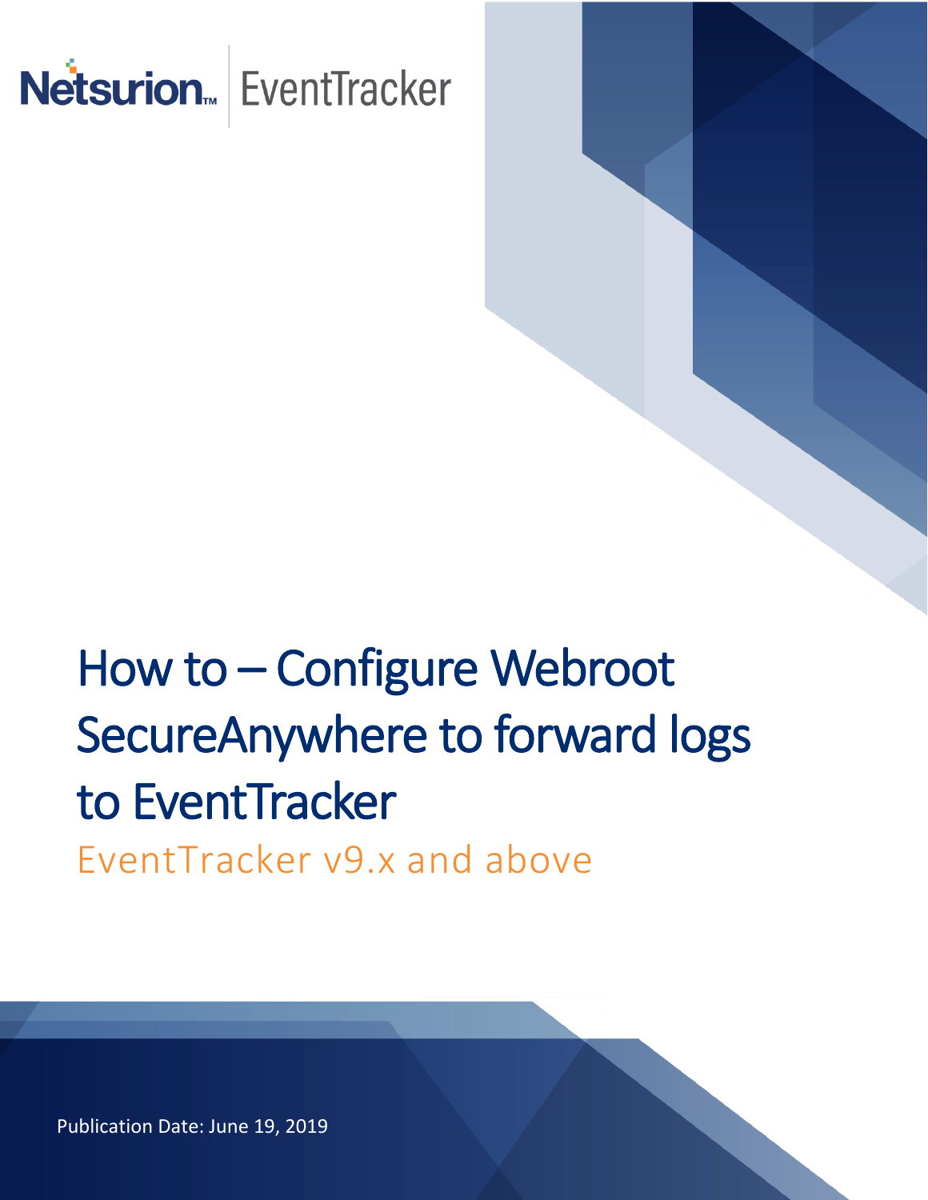Netsurion™ | EventTracker

# How to – Configure Webroot SecureAnywhere to forward logs to EventTracker

EventTracker v9.x and above

Publication Date: June 19, 2019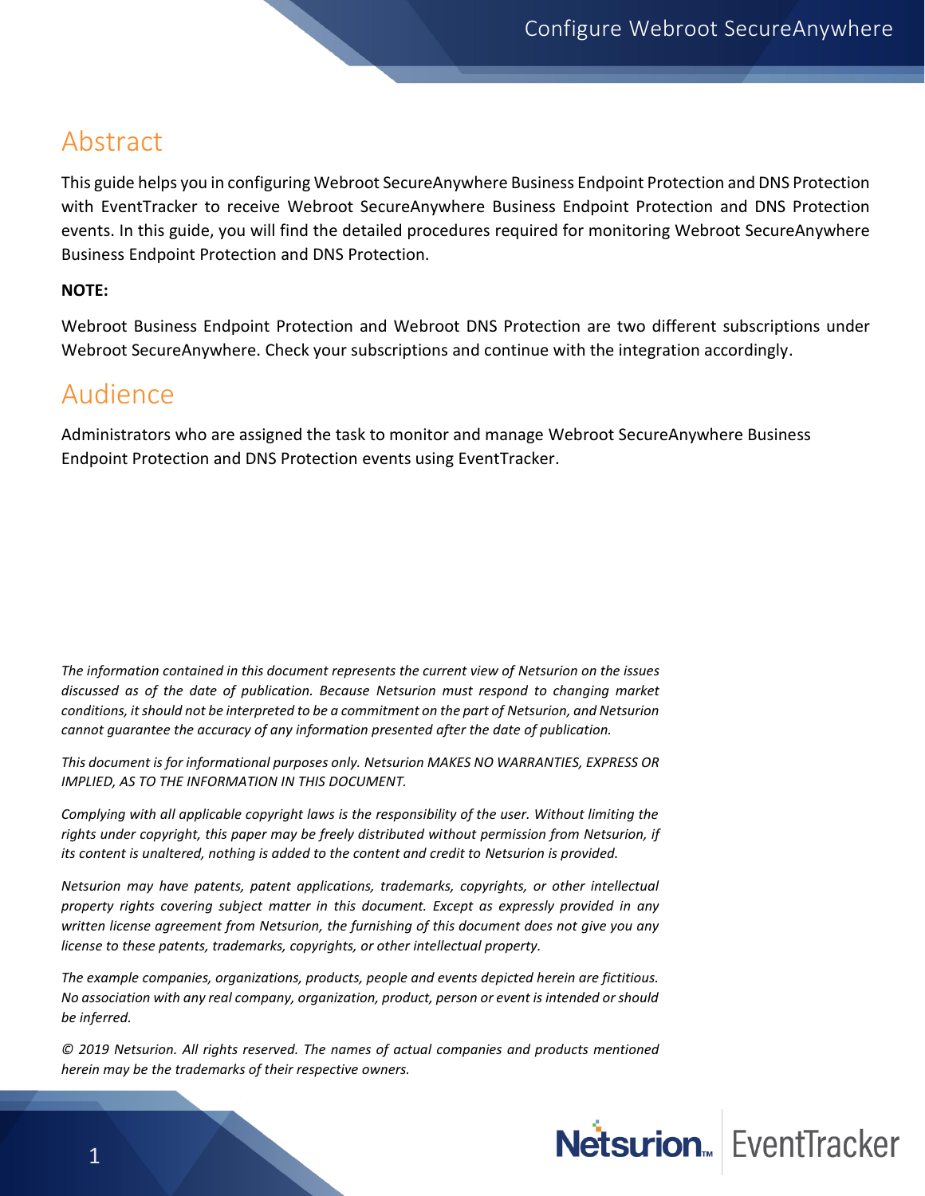# Abstract

This guide helps you in configuring Webroot SecureAnywhere Business Endpoint Protection and DNS Protection with EventTracker to receive Webroot SecureAnywhere Business Endpoint Protection and DNS Protection events. In this guide, you will find the detailed procedures required for monitoring Webroot SecureAnywhere Business Endpoint Protection and DNS Protection.

**NOTE:**

Webroot Business Endpoint Protection and Webroot DNS Protection are two different subscriptions under Webroot SecureAnywhere. Check your subscriptions and continue with the integration accordingly.

# Audience

Administrators who are assigned the task to monitor and manage Webroot SecureAnywhere Business Endpoint Protection and DNS Protection events using EventTracker.

*The information contained in this document represents the current view of Netsurion on the issues discussed as of the date of publication. Because Netsurion must respond to changing market conditions, it should not be interpreted to be a commitment on the part of Netsurion, and Netsurion cannot guarantee the accuracy of any information presented after the date of publication.*

*This document is for informational purposes only. Netsurion MAKES NO WARRANTIES, EXPRESS OR IMPLIED, AS TO THE INFORMATION IN THIS DOCUMENT.*

*Complying with all applicable copyright laws is the responsibility of the user. Without limiting the rights under copyright, this paper may be freely distributed without permission from Netsurion, if its content is unaltered, nothing is added to the content and credit to Netsurion is provided.*

*Netsurion may have patents, patent applications, trademarks, copyrights, or other intellectual property rights covering subject matter in this document. Except as expressly provided in any written license agreement from Netsurion, the furnishing of this document does not give you any license to these patents, trademarks, copyrights, or other intellectual property.*

*The example companies, organizations, products, people and events depicted herein are fictitious. No association with any real company, organization, product, person or event is intended or should be inferred.*

*© 2019 Netsurion. All rights reserved. The names of actual companies and products mentioned herein may be the trademarks of their respective owners.*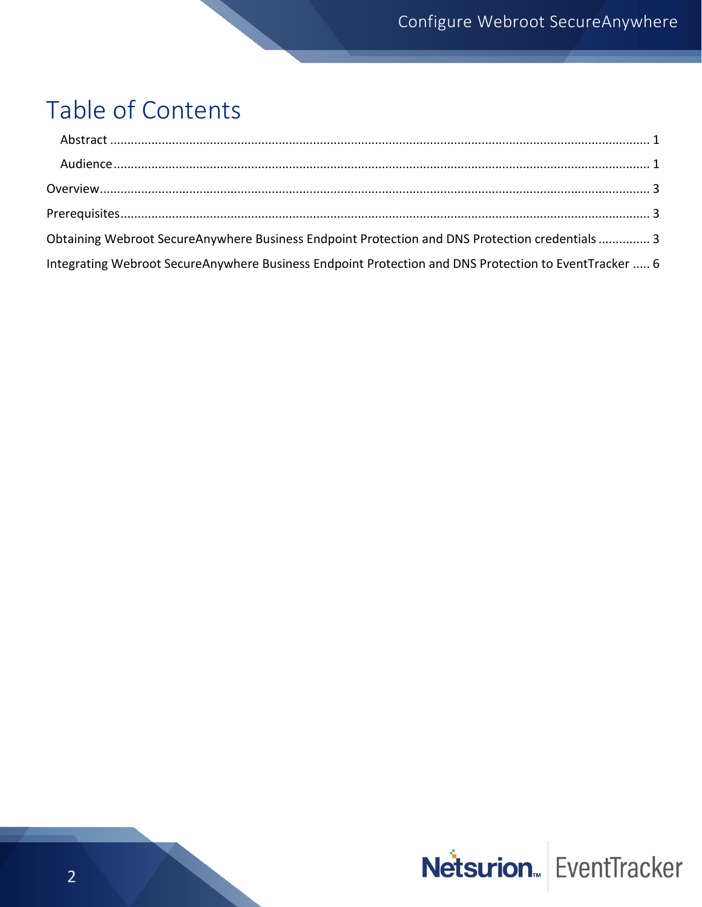# Table of Contents

- Abstract ........................................................................................................................................................ 1
- Audience ....................................................................................................................................................... 1

Overview ........................................................................................................................................................ 3

Prerequisites .................................................................................................................................................. 3

Obtaining Webroot SecureAnywhere Business Endpoint Protection and DNS Protection credentials .............. 3

Integrating Webroot SecureAnywhere Business Endpoint Protection and DNS Protection to EventTracker ..... 6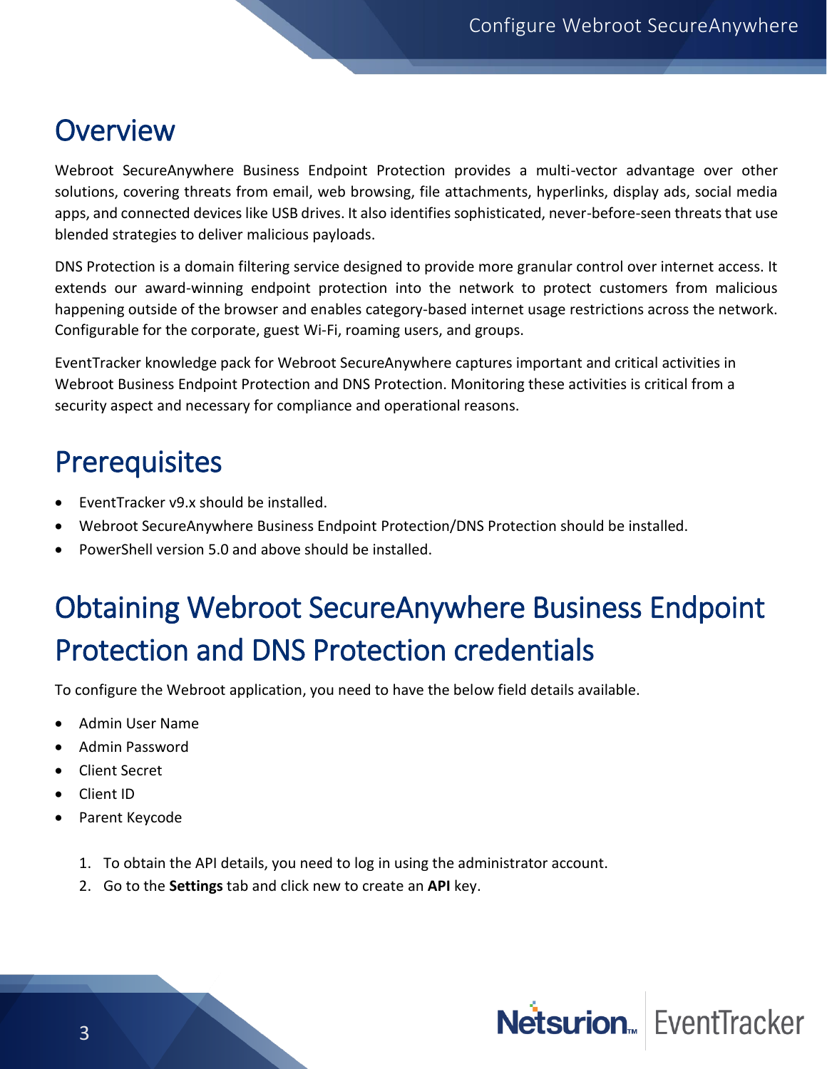# Overview

Webroot SecureAnywhere Business Endpoint Protection provides a multi-vector advantage over other solutions, covering threats from email, web browsing, file attachments, hyperlinks, display ads, social media apps, and connected devices like USB drives. It also identifies sophisticated, never-before-seen threats that use blended strategies to deliver malicious payloads.

DNS Protection is a domain filtering service designed to provide more granular control over internet access. It extends our award-winning endpoint protection into the network to protect customers from malicious happening outside of the browser and enables category-based internet usage restrictions across the network. Configurable for the corporate, guest Wi-Fi, roaming users, and groups.

EventTracker knowledge pack for Webroot SecureAnywhere captures important and critical activities in Webroot Business Endpoint Protection and DNS Protection. Monitoring these activities is critical from a security aspect and necessary for compliance and operational reasons.

# Prerequisites

- EventTracker v9.x should be installed.
- Webroot SecureAnywhere Business Endpoint Protection/DNS Protection should be installed.
- PowerShell version 5.0 and above should be installed.

# Obtaining Webroot SecureAnywhere Business Endpoint Protection and DNS Protection credentials

To configure the Webroot application, you need to have the below field details available.

- Admin User Name
- Admin Password
- Client Secret
- Client ID
- Parent Keycode

1. To obtain the API details, you need to log in using the administrator account.
2. Go to the **Settings** tab and click new to create an **API** key.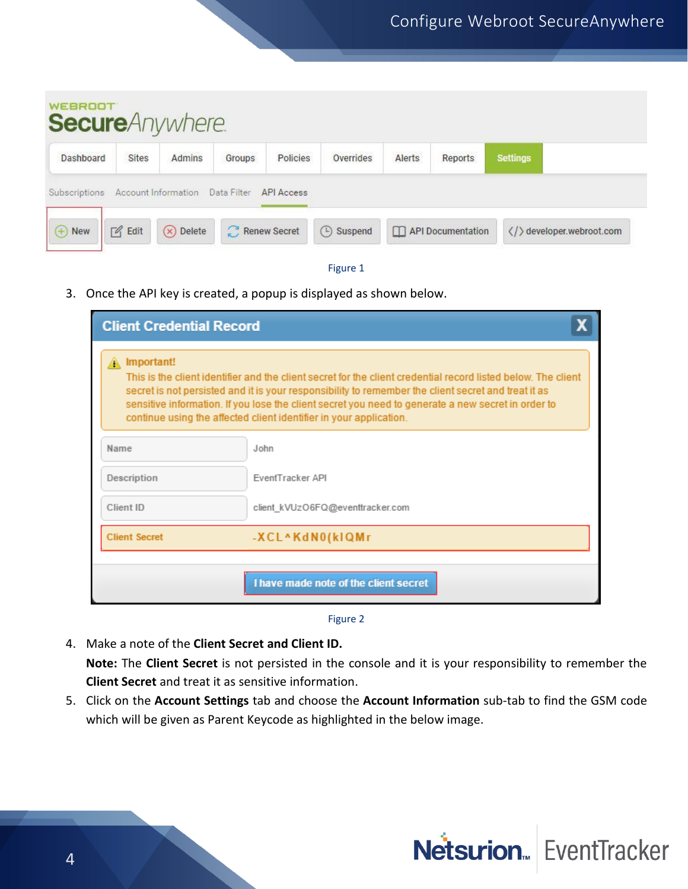Figure 1

3. Once the API key is created, a popup is displayed as shown below.

Figure 2

4. Make a note of the **Client Secret and Client ID.**

   **Note:** The **Client Secret** is not persisted in the console and it is your responsibility to remember the **Client Secret** and treat it as sensitive information.

5. Click on the **Account Settings** tab and choose the **Account Information** sub-tab to find the GSM code which will be given as Parent Keycode as highlighted in the below image.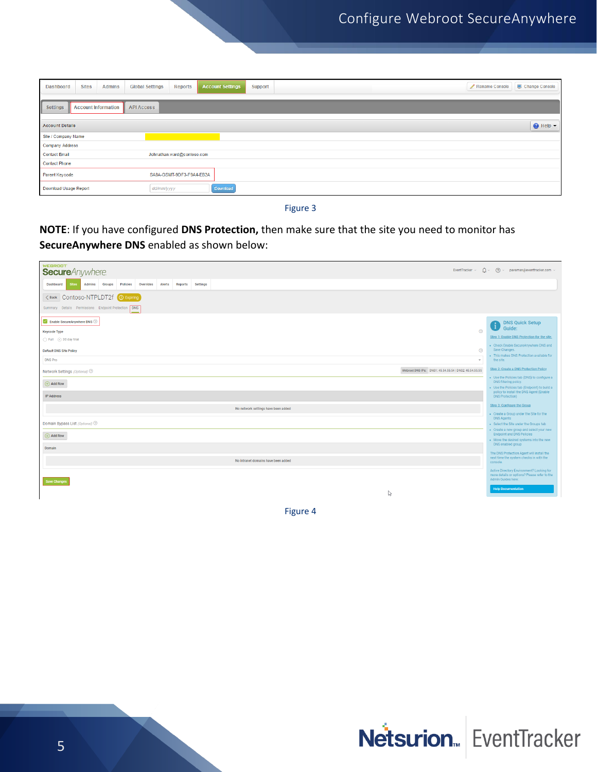Figure 3

**NOTE**: If you have configured **DNS Protection,** then make sure that the site you need to monitor has **SecureAnywhere DNS** enabled as shown below:

Figure 4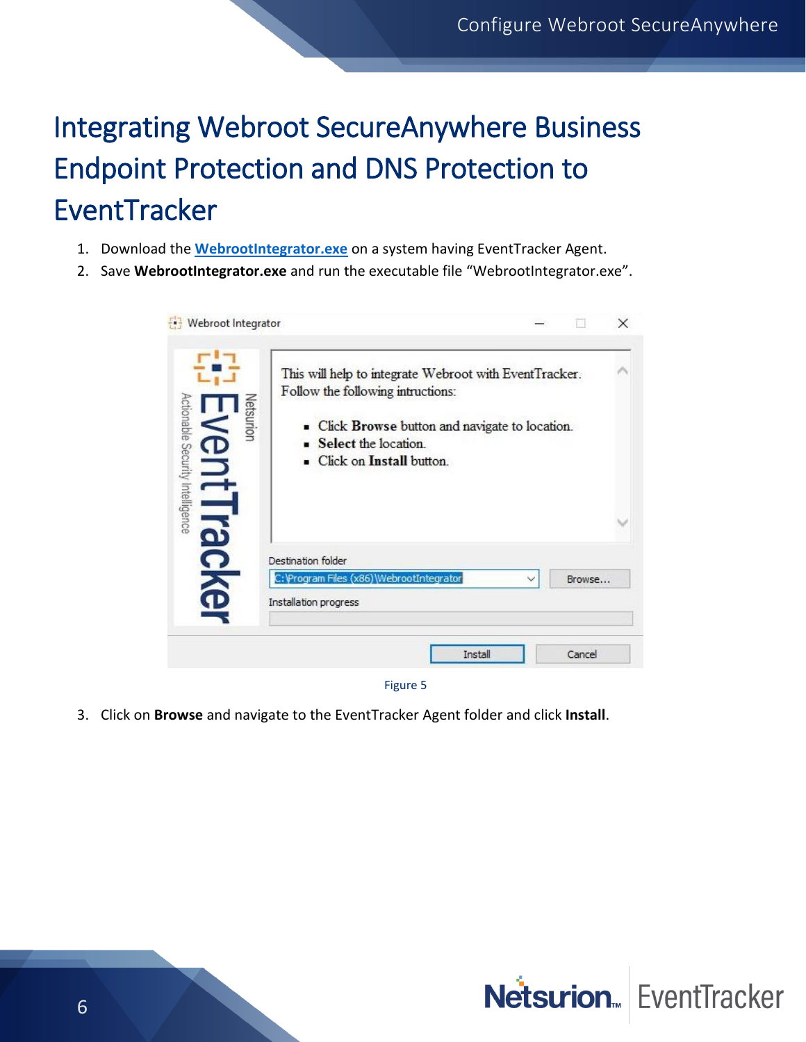# Integrating Webroot SecureAnywhere Business Endpoint Protection and DNS Protection to EventTracker

1. Download the **WebrootIntegrator.exe** on a system having EventTracker Agent.
2. Save **WebrootIntegrator.exe** and run the executable file "WebrootIntegrator.exe".

Figure 5

3. Click on **Browse** and navigate to the EventTracker Agent folder and click **Install**.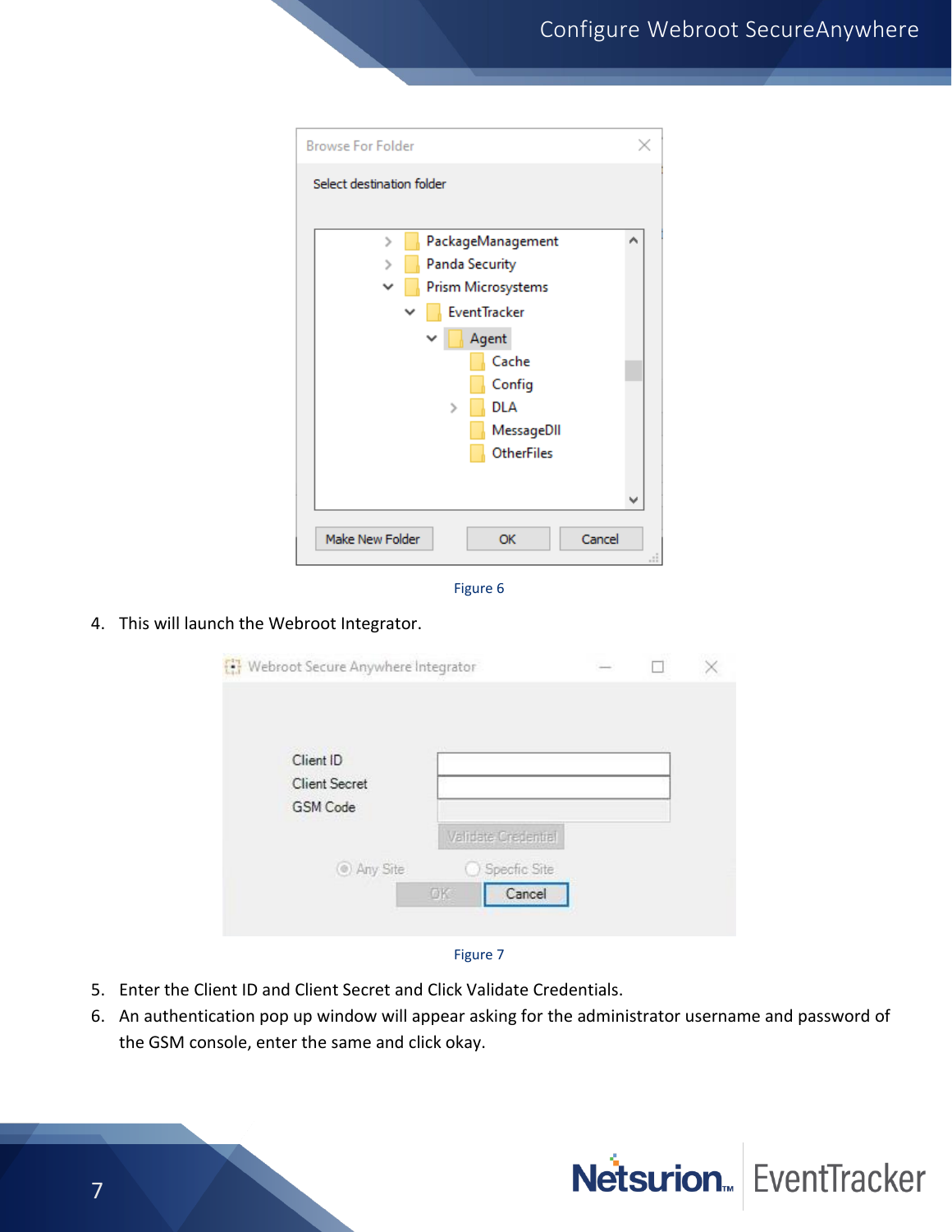Figure 6

4. This will launch the Webroot Integrator.

Figure 7

5. Enter the Client ID and Client Secret and Click Validate Credentials.
6. An authentication pop up window will appear asking for the administrator username and password of the GSM console, enter the same and click okay.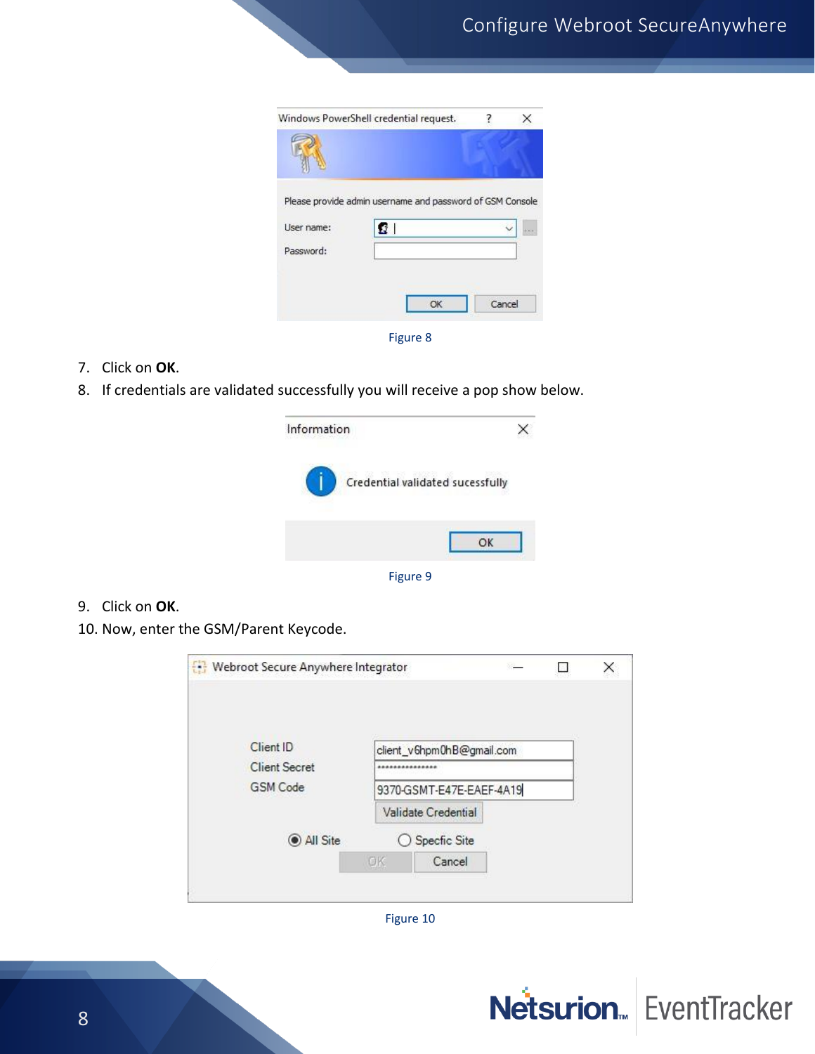Figure 8

7. Click on **OK**.
8. If credentials are validated successfully you will receive a pop show below.

Figure 9

9. Click on **OK**.
10. Now, enter the GSM/Parent Keycode.

Figure 10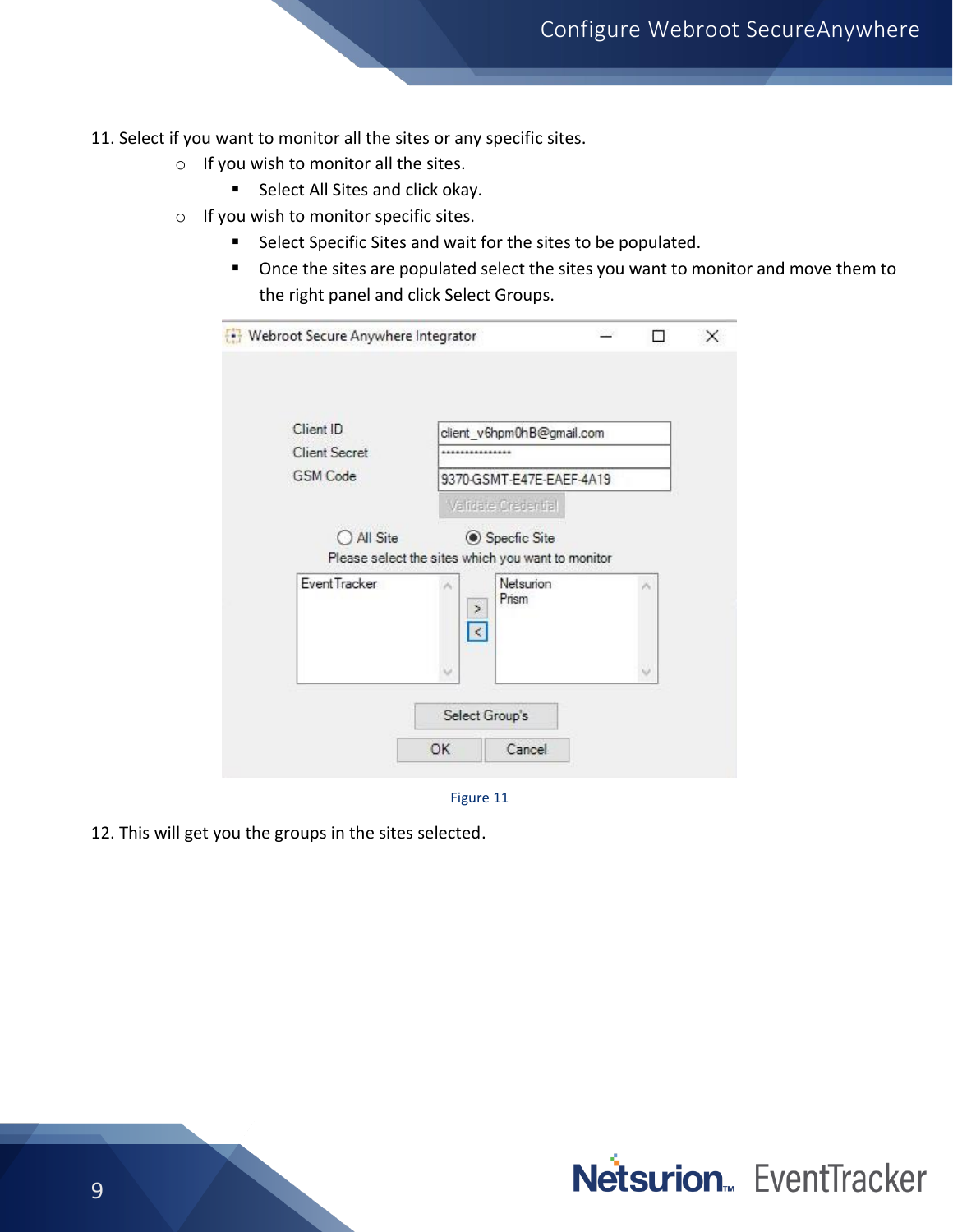11. Select if you want to monitor all the sites or any specific sites.
    - If you wish to monitor all the sites.
        - Select All Sites and click okay.
    - If you wish to monitor specific sites.
        - Select Specific Sites and wait for the sites to be populated.
        - Once the sites are populated select the sites you want to monitor and move them to the right panel and click Select Groups.

Figure 11

12. This will get you the groups in the sites selected.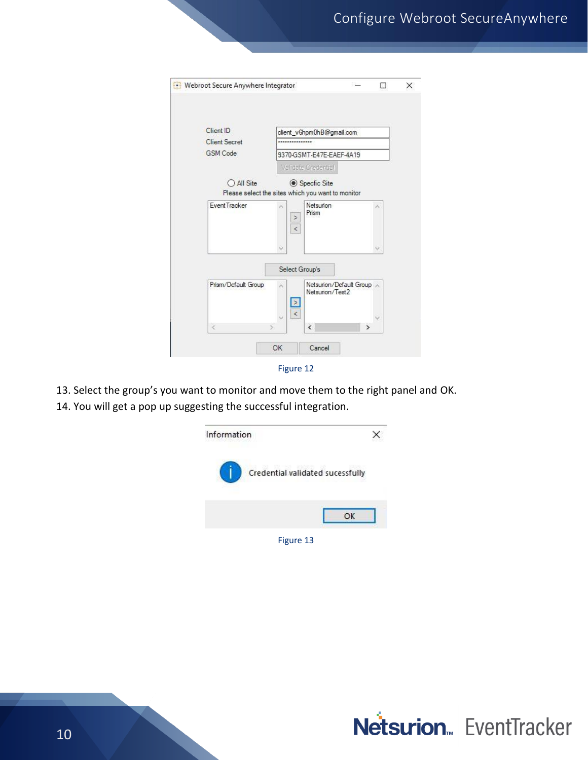Figure 12

13. Select the group's you want to monitor and move them to the right panel and OK.
14. You will get a pop up suggesting the successful integration.

Figure 13